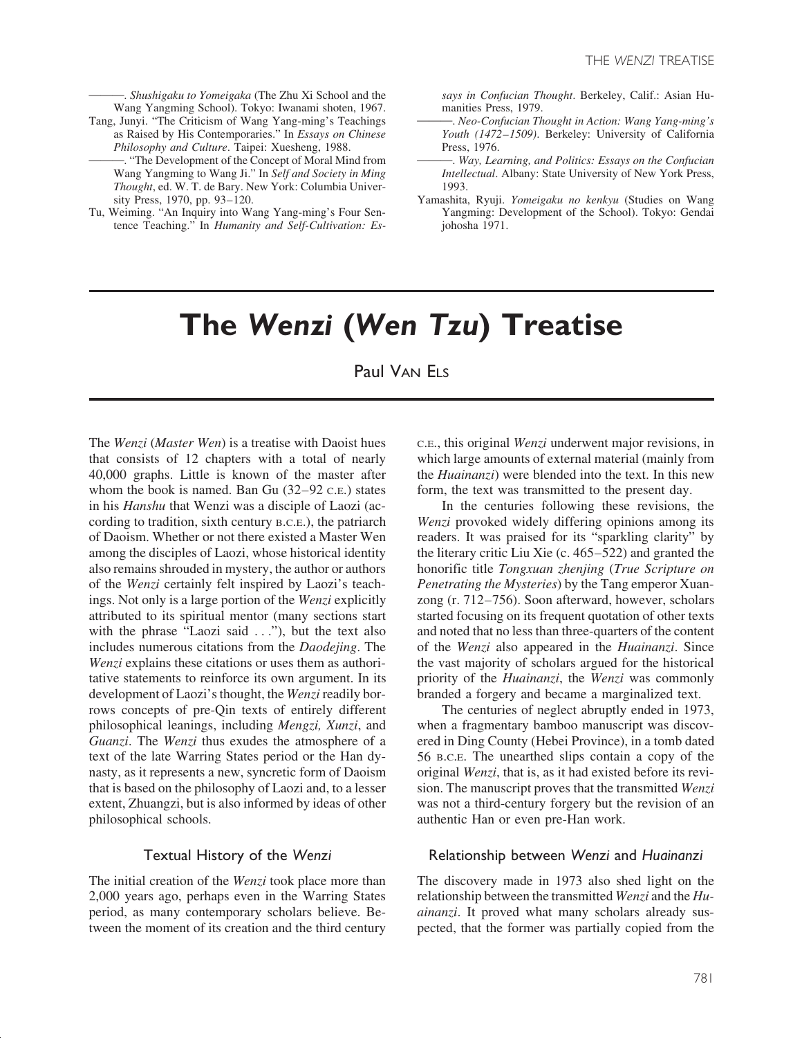———. *Shushigaku to Yomeigaka* (The Zhu Xi School and the Wang Yangming School). Tokyo: Iwanami shoten, 1967.

Tang, Junyi. "The Criticism of Wang Yang-ming's Teachings as Raised by His Contemporaries." In *Essays on Chinese Philosophy and Culture*. Taipei: Xuesheng, 1988.

———. "The Development of the Concept of Moral Mind from Wang Yangming to Wang Ji." In *Self and Society in Ming Thought*, ed. W. T. de Bary. New York: Columbia University Press, 1970, pp. 93–120.

Tu, Weiming. "An Inquiry into Wang Yang-ming's Four Sentence Teaching." In *Humanity and Self-Cultivation: Essays in Confucian Thought*. Berkeley, Calif.: Asian Humanities Press, 1979.

———. *Neo-Confucian Thought in Action: Wang Yang-ming's Youth (1472–1509)*. Berkeley: University of California Press, 1976.

———. *Way, Learning, and Politics: Essays on the Confucian Intellectual*. Albany: State University of New York Press, 1993.

Yamashita, Ryuji. *Yomeigaku no kenkyu* (Studies on Wang Yangming: Development of the School). Tokyo: Gendai johosha 1971.

# The *Wenzi* (*Wen Tzu*) Treatise

Paul Van Els

The *Wenzi* (*Master Wen*) is a treatise with Daoist hues that consists of 12 chapters with a total of nearly 40,000 graphs. Little is known of the master after whom the book is named. Ban Gu (32–92 C.E.) states in his *Hanshu* that Wenzi was a disciple of Laozi (according to tradition, sixth century B.C.E.), the patriarch of Daoism. Whether or not there existed a Master Wen among the disciples of Laozi, whose historical identity also remains shrouded in mystery, the author or authors of the *Wenzi* certainly felt inspired by Laozi's teachings. Not only is a large portion of the *Wenzi* explicitly attributed to its spiritual mentor (many sections start with the phrase "Laozi said . . ."), but the text also includes numerous citations from the *Daodejing*. The *Wenzi* explains these citations or uses them as authoritative statements to reinforce its own argument. In its development of Laozi's thought, the *Wenzi* readily borrows concepts of pre-Qin texts of entirely different philosophical leanings, including *Mengzi, Xunzi*, and *Guanzi*. The *Wenzi* thus exudes the atmosphere of a text of the late Warring States period or the Han dynasty, as it represents a new, syncretic form of Daoism that is based on the philosophy of Laozi and, to a lesser extent, Zhuangzi, but is also informed by ideas of other philosophical schools.

## Textual History of the *Wenzi*

The initial creation of the *Wenzi* took place more than 2,000 years ago, perhaps even in the Warring States period, as many contemporary scholars believe. Between the moment of its creation and the third century C.E., this original *Wenzi* underwent major revisions, in which large amounts of external material (mainly from the *Huainanzi*) were blended into the text. In this new form, the text was transmitted to the present day.

In the centuries following these revisions, the *Wenzi* provoked widely differing opinions among its readers. It was praised for its "sparkling clarity" by the literary critic Liu Xie (c. 465–522) and granted the honorific title *Tongxuan zhenjing* (*True Scripture on Penetrating the Mysteries*) by the Tang emperor Xuanzong (r. 712–756). Soon afterward, however, scholars started focusing on its frequent quotation of other texts and noted that no less than three-quarters of the content of the *Wenzi* also appeared in the *Huainanzi*. Since the vast majority of scholars argued for the historical priority of the *Huainanzi*, the *Wenzi* was commonly branded a forgery and became a marginalized text.

The centuries of neglect abruptly ended in 1973, when a fragmentary bamboo manuscript was discovered in Ding County (Hebei Province), in a tomb dated 56 B.C.E. The unearthed slips contain a copy of the original *Wenzi*, that is, as it had existed before its revision. The manuscript proves that the transmitted *Wenzi* was not a third-century forgery but the revision of an authentic Han or even pre-Han work.

## Relationship between *Wenzi* and *Huainanzi*

The discovery made in 1973 also shed light on the relationship between the transmitted *Wenzi* and the *Huainanzi*. It proved what many scholars already suspected, that the former was partially copied from the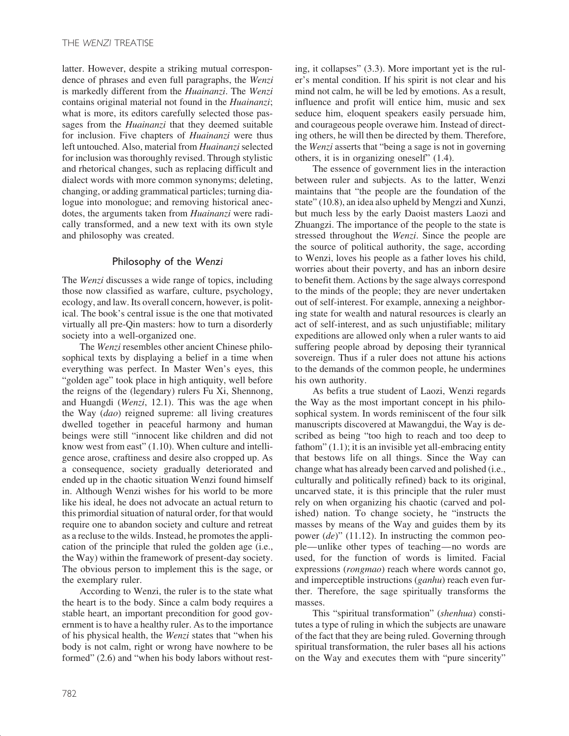latter. However, despite a striking mutual correspondence of phrases and even full paragraphs, the *Wenzi* is markedly different from the *Huainanzi*. The *Wenzi* contains original material not found in the *Huainanzi*; what is more, its editors carefully selected those passages from the *Huainanzi* that they deemed suitable for inclusion. Five chapters of *Huainanzi* were thus left untouched. Also, material from *Huainanzi* selected for inclusion was thoroughly revised. Through stylistic and rhetorical changes, such as replacing difficult and dialect words with more common synonyms; deleting, changing, or adding grammatical particles; turning dialogue into monologue; and removing historical anecdotes, the arguments taken from *Huainanzi* were radically transformed, and a new text with its own style and philosophy was created.

## Philosophy of the *Wenzi*

The *Wenzi* discusses a wide range of topics, including those now classified as warfare, culture, psychology, ecology, and law. Its overall concern, however, is political. The book's central issue is the one that motivated virtually all pre-Qin masters: how to turn a disorderly society into a well-organized one.

The *Wenzi* resembles other ancient Chinese philosophical texts by displaying a belief in a time when everything was perfect. In Master Wen's eyes, this "golden age" took place in high antiquity, well before the reigns of the (legendary) rulers Fu Xi, Shennong, and Huangdi (*Wenzi*, 12.1). This was the age when the Way (*dao*) reigned supreme: all living creatures dwelled together in peaceful harmony and human beings were still "innocent like children and did not know west from east" (1.10). When culture and intelligence arose, craftiness and desire also cropped up. As a consequence, society gradually deteriorated and ended up in the chaotic situation Wenzi found himself in. Although Wenzi wishes for his world to be more like his ideal, he does not advocate an actual return to this primordial situation of natural order, for that would require one to abandon society and culture and retreat as a recluse to the wilds. Instead, he promotes the application of the principle that ruled the golden age (i.e., the Way) within the framework of present-day society. The obvious person to implement this is the sage, or the exemplary ruler.

According to Wenzi, the ruler is to the state what the heart is to the body. Since a calm body requires a stable heart, an important precondition for good government is to have a healthy ruler. As to the importance of his physical health, the *Wenzi* states that "when his body is not calm, right or wrong have nowhere to be formed" (2.6) and "when his body labors without resting, it collapses" (3.3). More important yet is the ruler's mental condition. If his spirit is not clear and his mind not calm, he will be led by emotions. As a result, influence and profit will entice him, music and sex seduce him, eloquent speakers easily persuade him, and courageous people overawe him. Instead of directing others, he will then be directed by them. Therefore, the *Wenzi* asserts that "being a sage is not in governing others, it is in organizing oneself" (1.4).

The essence of government lies in the interaction between ruler and subjects. As to the latter, Wenzi maintains that "the people are the foundation of the state" (10.8), an idea also upheld by Mengzi and Xunzi, but much less by the early Daoist masters Laozi and Zhuangzi. The importance of the people to the state is stressed throughout the *Wenzi*. Since the people are the source of political authority, the sage, according to Wenzi, loves his people as a father loves his child, worries about their poverty, and has an inborn desire to benefit them. Actions by the sage always correspond to the minds of the people; they are never undertaken out of self-interest. For example, annexing a neighboring state for wealth and natural resources is clearly an act of self-interest, and as such unjustifiable; military expeditions are allowed only when a ruler wants to aid suffering people abroad by deposing their tyrannical sovereign. Thus if a ruler does not attune his actions to the demands of the common people, he undermines his own authority.

As befits a true student of Laozi, Wenzi regards the Way as the most important concept in his philosophical system. In words reminiscent of the four silk manuscripts discovered at Mawangdui, the Way is described as being "too high to reach and too deep to fathom" (1.1); it is an invisible yet all-embracing entity that bestows life on all things. Since the Way can change what has already been carved and polished (i.e., culturally and politically refined) back to its original, uncarved state, it is this principle that the ruler must rely on when organizing his chaotic (carved and polished) nation. To change society, he "instructs the masses by means of the Way and guides them by its power (*de*)" (11.12). In instructing the common people—unlike other types of teaching—no words are used, for the function of words is limited. Facial expressions (*rongmao*) reach where words cannot go, and imperceptible instructions (*ganhu*) reach even further. Therefore, the sage spiritually transforms the masses.

This "spiritual transformation" (*shenhua*) constitutes a type of ruling in which the subjects are unaware of the fact that they are being ruled. Governing through spiritual transformation, the ruler bases all his actions on the Way and executes them with "pure sincerity"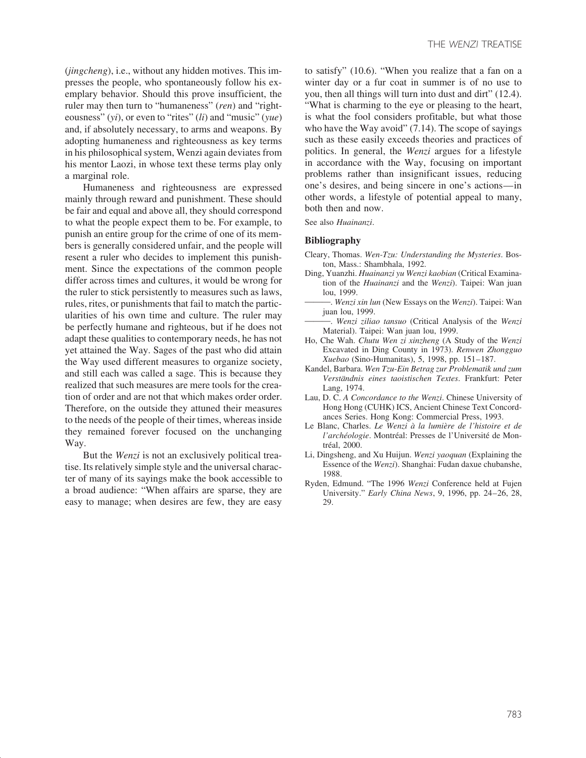(*jingcheng*), i.e., without any hidden motives. This impresses the people, who spontaneously follow his exemplary behavior. Should this prove insufficient, the ruler may then turn to "humaneness" (*ren*) and "righteousness" (*yi*), or even to "rites" (*li*) and "music" (*yue*) and, if absolutely necessary, to arms and weapons. By adopting humaneness and righteousness as key terms in his philosophical system, Wenzi again deviates from his mentor Laozi, in whose text these terms play only a marginal role.

Humaneness and righteousness are expressed mainly through reward and punishment. These should be fair and equal and above all, they should correspond to what the people expect them to be. For example, to punish an entire group for the crime of one of its members is generally considered unfair, and the people will resent a ruler who decides to implement this punishment. Since the expectations of the common people differ across times and cultures, it would be wrong for the ruler to stick persistently to measures such as laws, rules, rites, or punishments that fail to match the particularities of his own time and culture. The ruler may be perfectly humane and righteous, but if he does not adapt these qualities to contemporary needs, he has not yet attained the Way. Sages of the past who did attain the Way used different measures to organize society, and still each was called a sage. This is because they realized that such measures are mere tools for the creation of order and are not that which makes order order. Therefore, on the outside they attuned their measures to the needs of the people of their times, whereas inside they remained forever focused on the unchanging Way.

But the *Wenzi* is not an exclusively political treatise. Its relatively simple style and the universal character of many of its sayings make the book accessible to a broad audience: "When affairs are sparse, they are easy to manage; when desires are few, they are easy to satisfy" (10.6). "When you realize that a fan on a winter day or a fur coat in summer is of no use to you, then all things will turn into dust and dirt" (12.4). "What is charming to the eye or pleasing to the heart, is what the fool considers profitable, but what those who have the Way avoid" (7.14). The scope of sayings such as these easily exceeds theories and practices of politics. In general, the *Wenzi* argues for a lifestyle in accordance with the Way, focusing on important problems rather than insignificant issues, reducing one's desires, and being sincere in one's actions—in other words, a lifestyle of potential appeal to many, both then and now.

See also *Huainanzi*.

### Bibliography

Cleary, Thomas. *Wen-Tzu: Understanding the Mysteries*. Boston, Mass.: Shambhala, 1992.

Ding, Yuanzhi. *Huainanzi yu Wenzi kaobian* (Critical Examination of the *Huainanzi* and the *Wenzi*). Taipei: Wan juan lou, 1999.

———. *Wenzi xin lun* (New Essays on the *Wenzi*). Taipei: Wan juan lou, 1999.

———. *Wenzi ziliao tansuo* (Critical Analysis of the *Wenzi* Material). Taipei: Wan juan lou, 1999.

Ho, Che Wah. *Chutu Wen zi xinzheng* (A Study of the *Wenzi* Excavated in Ding County in 1973). *Renwen Zhongguo Xuebao* (Sino-Humanitas), 5, 1998, pp. 151–187.

Kandel, Barbara. *Wen Tzu-Ein Betrag zur Problematik und zum Verständnis eines taoistischen Textes*. Frankfurt: Peter Lang, 1974.

Lau, D. C. *A Concordance to the Wenzi*. Chinese University of Hong Hong (CUHK) ICS, Ancient Chinese Text Concordances Series. Hong Kong: Commercial Press, 1993.

Le Blanc, Charles. *Le Wenzi à la lumière de l'histoire et de l'archéologie*. Montréal: Presses de l'Université de Montréal, 2000.

Li, Dingsheng, and Xu Huijun. *Wenzi yaoquan* (Explaining the Essence of the *Wenzi*). Shanghai: Fudan daxue chubanshe, 1988.

Ryden, Edmund. "The 1996 *Wenzi* Conference held at Fujen University." *Early China News*, 9, 1996, pp. 24–26, 28, 29.